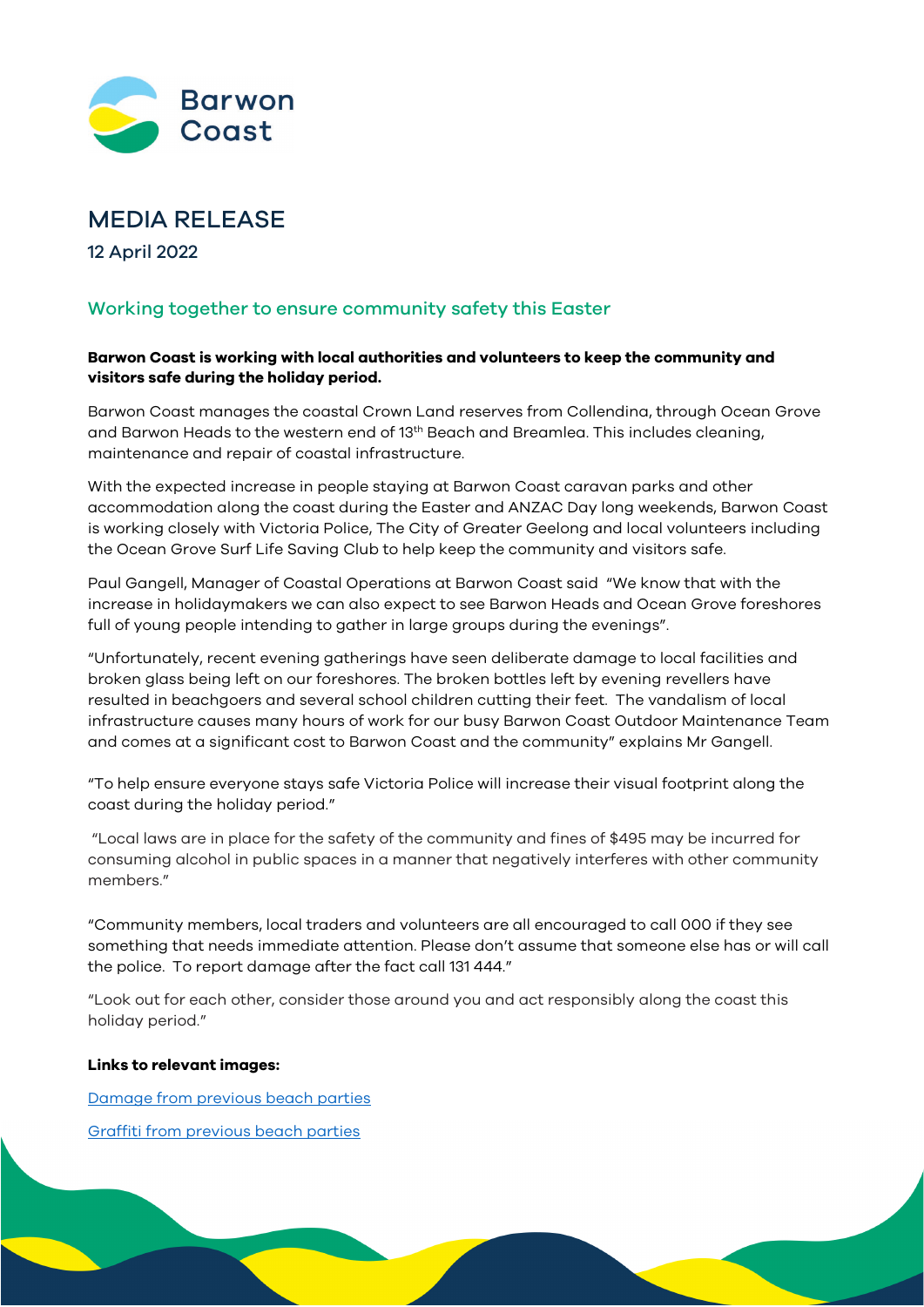Barwon Coast

# MEDIA RELEASE

12 April 2022

## Working together to ensure community safety this Easter

**Barwon Coast is working with local authorities and volunteers to keep the community and visitors safe during the holiday period.**

Barwon Coast manages the coastal Crown Land reserves from Collendina, through Ocean Grove and Barwon Heads to the western end of 13th Beach and Breamlea. This includes cleaning, maintenance and repair of coastal infrastructure.

With the expected increase in people staying at Barwon Coast caravan parks and other accommodation along the coast during the Easter and ANZAC Day long weekends, Barwon Coast is working closely with Victoria Police, The City of Greater Geelong and local volunteers including the Ocean Grove Surf Life Saving Club to help keep the community and visitors safe.

Paul Gangell, Manager of Coastal Operations at Barwon Coast said "We know that with the increase in holidaymakers we can also expect to see Barwon Heads and Ocean Grove foreshores full of young people intending to gather in large groups during the evenings".

"Unfortunately, recent evening gatherings have seen deliberate damage to local facilities and broken glass being left on our foreshores. The broken bottles left by evening revellers have resulted in beachgoers and several school children cutting their feet. The vandalism of local infrastructure causes many hours of work for our busy Barwon Coast Outdoor Maintenance Team and comes at a significant cost to Barwon Coast and the community" explains Mr Gangell.

"To help ensure everyone stays safe Victoria Police will increase their visual footprint along the coast during the holiday period."

"Local laws are in place for the safety of the community and fines of $495 may be incurred for consuming alcohol in public spaces in a manner that negatively interferes with other community members."

"Community members, local traders and volunteers are all encouraged to call 000 if they see something that needs immediate attention. Please don't assume that someone else has or will call the police. To report damage after the fact call 131 444."

"Look out for each other, consider those around you and act responsibly along the coast this holiday period."

**Links to relevant images:**

[Damage from previous beach parties]

[Graffiti from previous beach parties]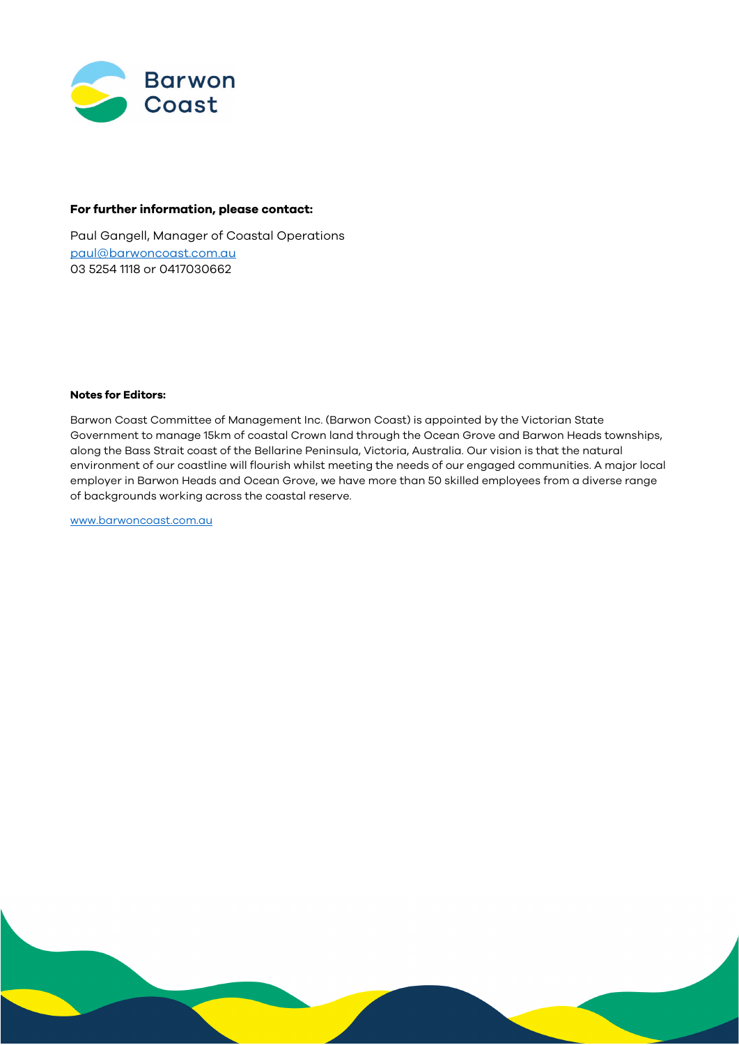**For further information, please contact:**

Paul Gangell, Manager of Coastal Operations
paul@barwoncoast.com.au
03 5254 1118 or 0417030662

**Notes for Editors:**

Barwon Coast Committee of Management Inc. (Barwon Coast) is appointed by the Victorian State Government to manage 15km of coastal Crown land through the Ocean Grove and Barwon Heads townships, along the Bass Strait coast of the Bellarine Peninsula, Victoria, Australia. Our vision is that the natural environment of our coastline will flourish whilst meeting the needs of our engaged communities. A major local employer in Barwon Heads and Ocean Grove, we have more than 50 skilled employees from a diverse range of backgrounds working across the coastal reserve.

www.barwoncoast.com.au